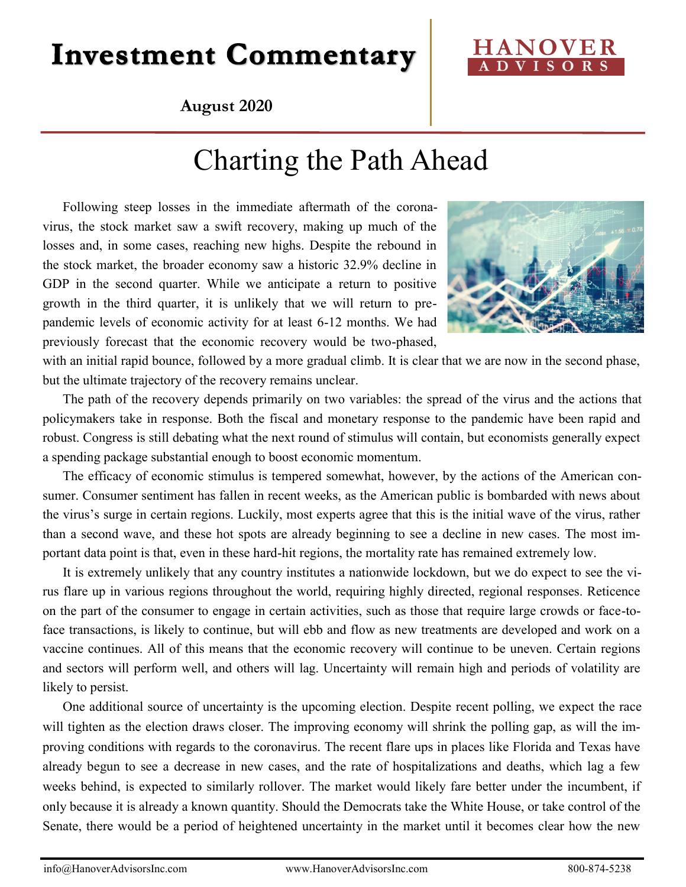# Investment Commentary

**HANOVER ADVISORS**

**August 2020**

## Charting the Path Ahead

Following steep losses in the immediate aftermath of the coronavirus, the stock market saw a swift recovery, making up much of the losses and, in some cases, reaching new highs. Despite the rebound in the stock market, the broader economy saw a historic 32.9% decline in GDP in the second quarter. While we anticipate a return to positive growth in the third quarter, it is unlikely that we will return to pre-pandemic levels of economic activity for at least 6-12 months. We had previously forecast that the economic recovery would be two-phased, with an initial rapid bounce, followed by a more gradual climb. It is clear that we are now in the second phase, but the ultimate trajectory of the recovery remains unclear.

The path of the recovery depends primarily on two variables: the spread of the virus and the actions that policymakers take in response. Both the fiscal and monetary response to the pandemic have been rapid and robust. Congress is still debating what the next round of stimulus will contain, but economists generally expect a spending package substantial enough to boost economic momentum.

The efficacy of economic stimulus is tempered somewhat, however, by the actions of the American consumer. Consumer sentiment has fallen in recent weeks, as the American public is bombarded with news about the virus's surge in certain regions. Luckily, most experts agree that this is the initial wave of the virus, rather than a second wave, and these hot spots are already beginning to see a decline in new cases. The most important data point is that, even in these hard-hit regions, the mortality rate has remained extremely low.

It is extremely unlikely that any country institutes a nationwide lockdown, but we do expect to see the virus flare up in various regions throughout the world, requiring highly directed, regional responses. Reticence on the part of the consumer to engage in certain activities, such as those that require large crowds or face-to-face transactions, is likely to continue, but will ebb and flow as new treatments are developed and work on a vaccine continues. All of this means that the economic recovery will continue to be uneven. Certain regions and sectors will perform well, and others will lag. Uncertainty will remain high and periods of volatility are likely to persist.

One additional source of uncertainty is the upcoming election. Despite recent polling, we expect the race will tighten as the election draws closer. The improving economy will shrink the polling gap, as will the improving conditions with regards to the coronavirus. The recent flare ups in places like Florida and Texas have already begun to see a decrease in new cases, and the rate of hospitalizations and deaths, which lag a few weeks behind, is expected to similarly rollover. The market would likely fare better under the incumbent, if only because it is already a known quantity. Should the Democrats take the White House, or take control of the Senate, there would be a period of heightened uncertainty in the market until it becomes clear how the new

info@HanoverAdvisorsInc.com www.HanoverAdvisorsInc.com 800-874-5238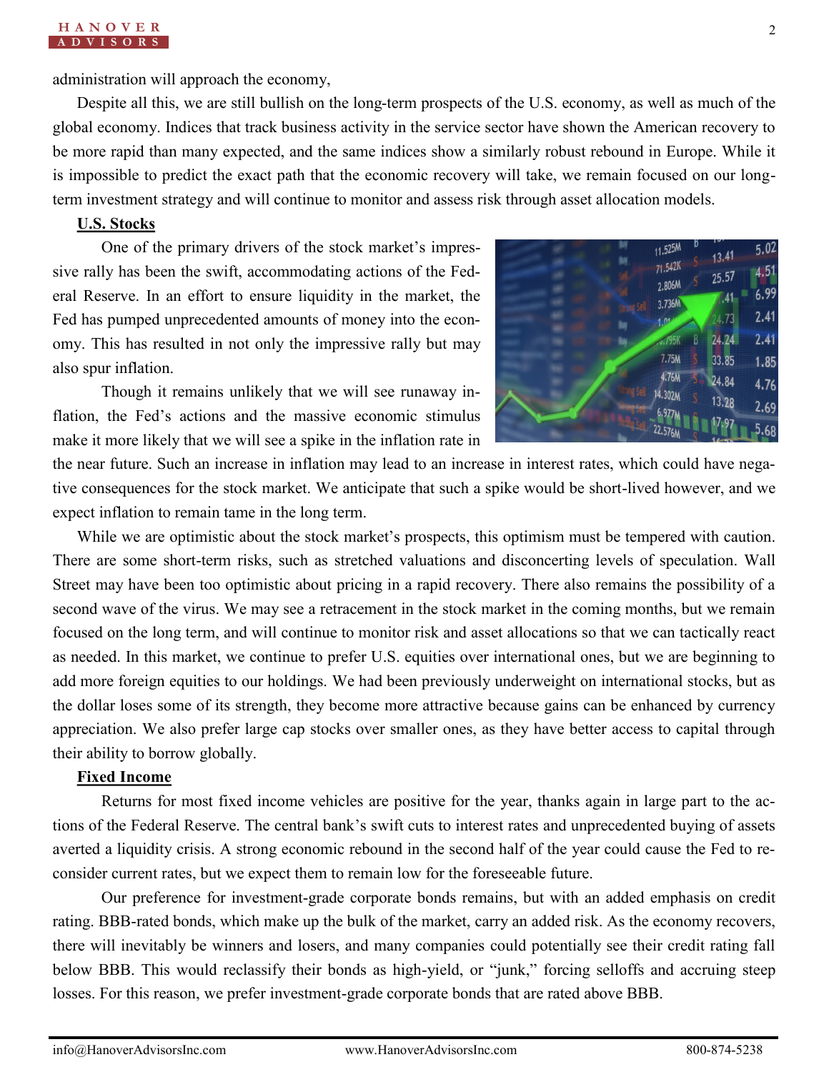administration will approach the economy,

Despite all this, we are still bullish on the long-term prospects of the U.S. economy, as well as much of the global economy. Indices that track business activity in the service sector have shown the American recovery to be more rapid than many expected, and the same indices show a similarly robust rebound in Europe. While it is impossible to predict the exact path that the economic recovery will take, we remain focused on our long-term investment strategy and will continue to monitor and assess risk through asset allocation models.

## U.S. Stocks

One of the primary drivers of the stock market's impressive rally has been the swift, accommodating actions of the Federal Reserve. In an effort to ensure liquidity in the market, the Fed has pumped unprecedented amounts of money into the economy. This has resulted in not only the impressive rally but may also spur inflation.

Though it remains unlikely that we will see runaway inflation, the Fed's actions and the massive economic stimulus make it more likely that we will see a spike in the inflation rate in the near future. Such an increase in inflation may lead to an increase in interest rates, which could have negative consequences for the stock market. We anticipate that such a spike would be short-lived however, and we expect inflation to remain tame in the long term.

While we are optimistic about the stock market's prospects, this optimism must be tempered with caution. There are some short-term risks, such as stretched valuations and disconcerting levels of speculation. Wall Street may have been too optimistic about pricing in a rapid recovery. There also remains the possibility of a second wave of the virus. We may see a retracement in the stock market in the coming months, but we remain focused on the long term, and will continue to monitor risk and asset allocations so that we can tactically react as needed. In this market, we continue to prefer U.S. equities over international ones, but we are beginning to add more foreign equities to our holdings. We had been previously underweight on international stocks, but as the dollar loses some of its strength, they become more attractive because gains can be enhanced by currency appreciation. We also prefer large cap stocks over smaller ones, as they have better access to capital through their ability to borrow globally.

## Fixed Income

Returns for most fixed income vehicles are positive for the year, thanks again in large part to the actions of the Federal Reserve. The central bank's swift cuts to interest rates and unprecedented buying of assets averted a liquidity crisis. A strong economic rebound in the second half of the year could cause the Fed to reconsider current rates, but we expect them to remain low for the foreseeable future.

Our preference for investment-grade corporate bonds remains, but with an added emphasis on credit rating. BBB-rated bonds, which make up the bulk of the market, carry an added risk. As the economy recovers, there will inevitably be winners and losers, and many companies could potentially see their credit rating fall below BBB. This would reclassify their bonds as high-yield, or "junk," forcing selloffs and accruing steep losses. For this reason, we prefer investment-grade corporate bonds that are rated above BBB.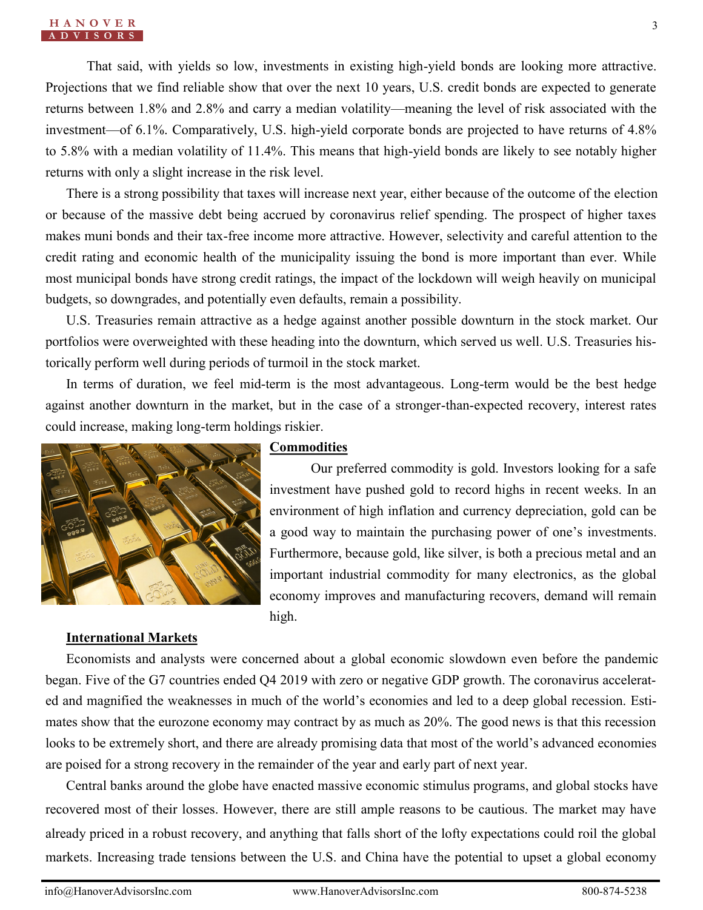That said, with yields so low, investments in existing high-yield bonds are looking more attractive. Projections that we find reliable show that over the next 10 years, U.S. credit bonds are expected to generate returns between 1.8% and 2.8% and carry a median volatility—meaning the level of risk associated with the investment—of 6.1%. Comparatively, U.S. high-yield corporate bonds are projected to have returns of 4.8% to 5.8% with a median volatility of 11.4%. This means that high-yield bonds are likely to see notably higher returns with only a slight increase in the risk level.

There is a strong possibility that taxes will increase next year, either because of the outcome of the election or because of the massive debt being accrued by coronavirus relief spending. The prospect of higher taxes makes muni bonds and their tax-free income more attractive. However, selectivity and careful attention to the credit rating and economic health of the municipality issuing the bond is more important than ever. While most municipal bonds have strong credit ratings, the impact of the lockdown will weigh heavily on municipal budgets, so downgrades, and potentially even defaults, remain a possibility.

U.S. Treasuries remain attractive as a hedge against another possible downturn in the stock market. Our portfolios were overweighted with these heading into the downturn, which served us well. U.S. Treasuries historically perform well during periods of turmoil in the stock market.

In terms of duration, we feel mid-term is the most advantageous. Long-term would be the best hedge against another downturn in the market, but in the case of a stronger-than-expected recovery, interest rates could increase, making long-term holdings riskier.

**Commodities**

Our preferred commodity is gold. Investors looking for a safe investment have pushed gold to record highs in recent weeks. In an environment of high inflation and currency depreciation, gold can be a good way to maintain the purchasing power of one's investments. Furthermore, because gold, like silver, is both a precious metal and an important industrial commodity for many electronics, as the global economy improves and manufacturing recovers, demand will remain high.

**International Markets**

Economists and analysts were concerned about a global economic slowdown even before the pandemic began. Five of the G7 countries ended Q4 2019 with zero or negative GDP growth. The coronavirus accelerated and magnified the weaknesses in much of the world's economies and led to a deep global recession. Estimates show that the eurozone economy may contract by as much as 20%. The good news is that this recession looks to be extremely short, and there are already promising data that most of the world's advanced economies are poised for a strong recovery in the remainder of the year and early part of next year.

Central banks around the globe have enacted massive economic stimulus programs, and global stocks have recovered most of their losses. However, there are still ample reasons to be cautious. The market may have already priced in a robust recovery, and anything that falls short of the lofty expectations could roil the global markets. Increasing trade tensions between the U.S. and China have the potential to upset a global economy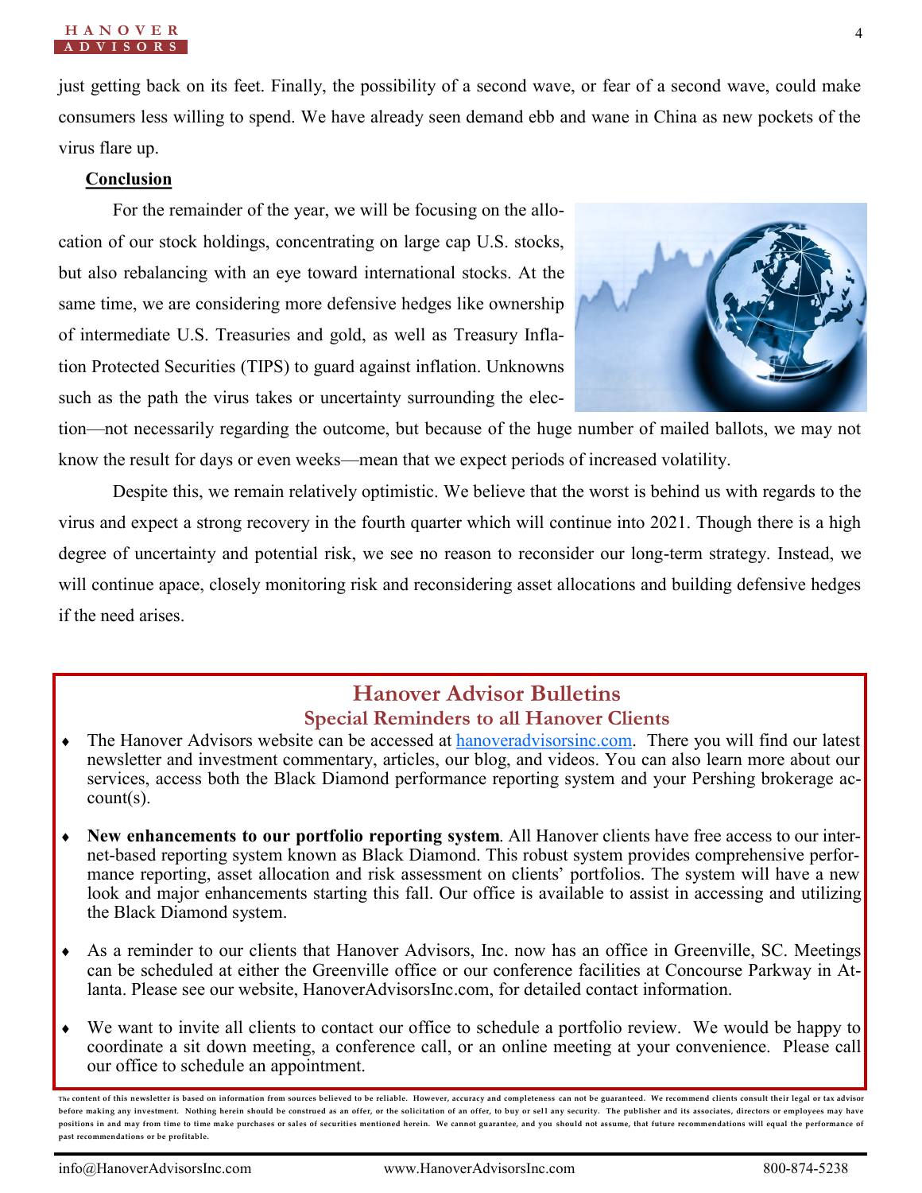just getting back on its feet. Finally, the possibility of a second wave, or fear of a second wave, could make consumers less willing to spend. We have already seen demand ebb and wane in China as new pockets of the virus flare up.

**Conclusion**

For the remainder of the year, we will be focusing on the allocation of our stock holdings, concentrating on large cap U.S. stocks, but also rebalancing with an eye toward international stocks. At the same time, we are considering more defensive hedges like ownership of intermediate U.S. Treasuries and gold, as well as Treasury Inflation Protected Securities (TIPS) to guard against inflation. Unknowns such as the path the virus takes or uncertainty surrounding the election—not necessarily regarding the outcome, but because of the huge number of mailed ballots, we may not know the result for days or even weeks—mean that we expect periods of increased volatility.

Despite this, we remain relatively optimistic. We believe that the worst is behind us with regards to the virus and expect a strong recovery in the fourth quarter which will continue into 2021. Though there is a high degree of uncertainty and potential risk, we see no reason to reconsider our long-term strategy. Instead, we will continue apace, closely monitoring risk and reconsidering asset allocations and building defensive hedges if the need arises.

## Hanover Advisor Bulletins

### Special Reminders to all Hanover Clients

- The Hanover Advisors website can be accessed at hanoveradvisorsinc.com. There you will find our latest newsletter and investment commentary, articles, our blog, and videos. You can also learn more about our services, access both the Black Diamond performance reporting system and your Pershing brokerage account(s).
- **New enhancements to our portfolio reporting system**. All Hanover clients have free access to our internet-based reporting system known as Black Diamond. This robust system provides comprehensive performance reporting, asset allocation and risk assessment on clients' portfolios. The system will have a new look and major enhancements starting this fall. Our office is available to assist in accessing and utilizing the Black Diamond system.
- As a reminder to our clients that Hanover Advisors, Inc. now has an office in Greenville, SC. Meetings can be scheduled at either the Greenville office or our conference facilities at Concourse Parkway in Atlanta. Please see our website, HanoverAdvisorsInc.com, for detailed contact information.
- We want to invite all clients to contact our office to schedule a portfolio review. We would be happy to coordinate a sit down meeting, a conference call, or an online meeting at your convenience. Please call our office to schedule an appointment.

The content of this newsletter is based on information from sources believed to be reliable. However, accuracy and completeness can not be guaranteed. We recommend clients consult their legal or tax advisor before making any investment. Nothing herein should be construed as an offer, or the solicitation of an offer, to buy or sell any security. The publisher and its associates, directors or employees may have positions in and may from time to time make purchases or sales of securities mentioned herein. We cannot guarantee, and you should not assume, that future recommendations will equal the performance of past recommendations or be profitable.

info@HanoverAdvisorsInc.com www.HanoverAdvisorsInc.com 800-874-5238